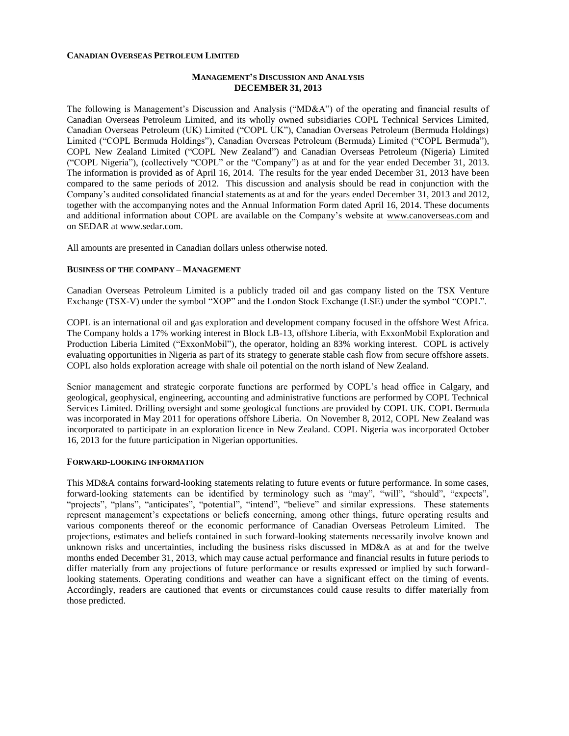**CANADIAN OVERSEAS PETROLEUM LIMITED**

# MANAGEMENT'S DISCUSSION AND ANALYSIS
## DECEMBER 31, 2013

The following is Management's Discussion and Analysis ("MD&A") of the operating and financial results of Canadian Overseas Petroleum Limited, and its wholly owned subsidiaries COPL Technical Services Limited, Canadian Overseas Petroleum (UK) Limited ("COPL UK"), Canadian Overseas Petroleum (Bermuda Holdings) Limited ("COPL Bermuda Holdings"), Canadian Overseas Petroleum (Bermuda) Limited ("COPL Bermuda"), COPL New Zealand Limited ("COPL New Zealand") and Canadian Overseas Petroleum (Nigeria) Limited ("COPL Nigeria"), (collectively "COPL" or the "Company") as at and for the year ended December 31, 2013. The information is provided as of April 16, 2014. The results for the year ended December 31, 2013 have been compared to the same periods of 2012. This discussion and analysis should be read in conjunction with the Company's audited consolidated financial statements as at and for the years ended December 31, 2013 and 2012, together with the accompanying notes and the Annual Information Form dated April 16, 2014. These documents and additional information about COPL are available on the Company's website at www.canoverseas.com and on SEDAR at www.sedar.com.

All amounts are presented in Canadian dollars unless otherwise noted.

### BUSINESS OF THE COMPANY – MANAGEMENT

Canadian Overseas Petroleum Limited is a publicly traded oil and gas company listed on the TSX Venture Exchange (TSX-V) under the symbol "XOP" and the London Stock Exchange (LSE) under the symbol "COPL".

COPL is an international oil and gas exploration and development company focused in the offshore West Africa. The Company holds a 17% working interest in Block LB-13, offshore Liberia, with ExxonMobil Exploration and Production Liberia Limited ("ExxonMobil"), the operator, holding an 83% working interest. COPL is actively evaluating opportunities in Nigeria as part of its strategy to generate stable cash flow from secure offshore assets. COPL also holds exploration acreage with shale oil potential on the north island of New Zealand.

Senior management and strategic corporate functions are performed by COPL's head office in Calgary, and geological, geophysical, engineering, accounting and administrative functions are performed by COPL Technical Services Limited. Drilling oversight and some geological functions are provided by COPL UK. COPL Bermuda was incorporated in May 2011 for operations offshore Liberia. On November 8, 2012, COPL New Zealand was incorporated to participate in an exploration licence in New Zealand. COPL Nigeria was incorporated October 16, 2013 for the future participation in Nigerian opportunities.

### FORWARD-LOOKING INFORMATION

This MD&A contains forward-looking statements relating to future events or future performance. In some cases, forward-looking statements can be identified by terminology such as "may", "will", "should", "expects", "projects", "plans", "anticipates", "potential", "intend", "believe" and similar expressions. These statements represent management's expectations or beliefs concerning, among other things, future operating results and various components thereof or the economic performance of Canadian Overseas Petroleum Limited. The projections, estimates and beliefs contained in such forward-looking statements necessarily involve known and unknown risks and uncertainties, including the business risks discussed in MD&A as at and for the twelve months ended December 31, 2013, which may cause actual performance and financial results in future periods to differ materially from any projections of future performance or results expressed or implied by such forward-looking statements. Operating conditions and weather can have a significant effect on the timing of events. Accordingly, readers are cautioned that events or circumstances could cause results to differ materially from those predicted.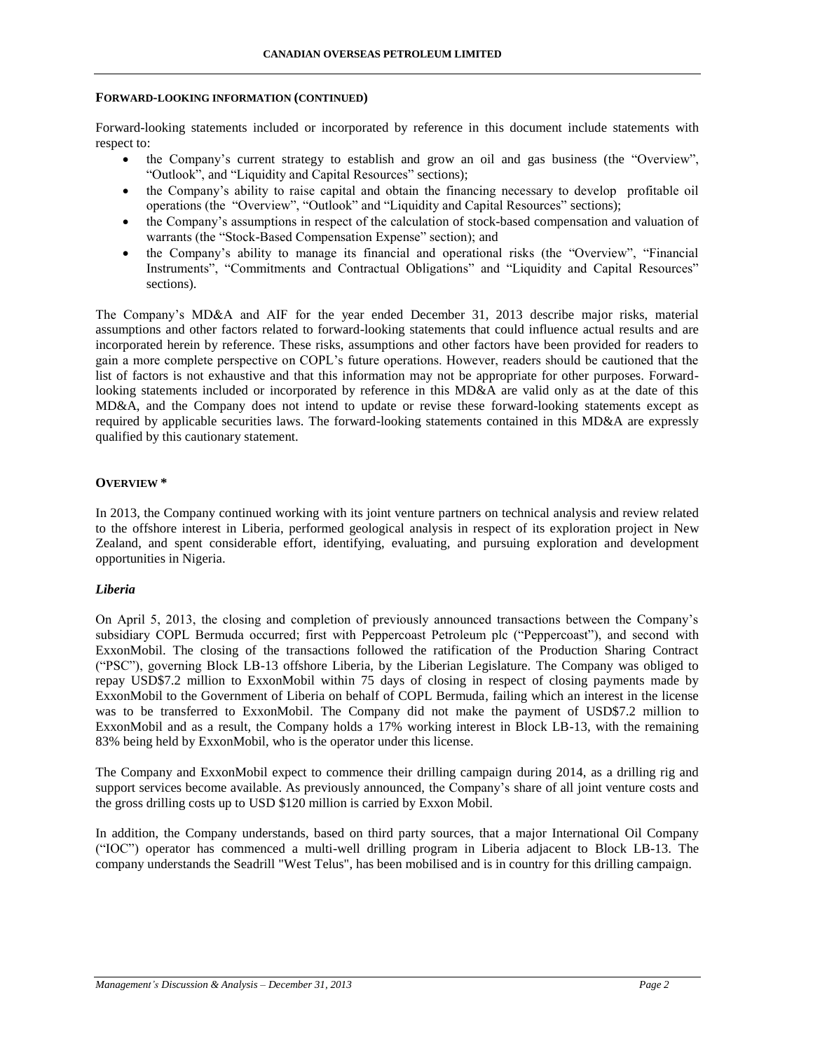#### FORWARD-LOOKING INFORMATION (CONTINUED)

Forward-looking statements included or incorporated by reference in this document include statements with respect to:

- the Company's current strategy to establish and grow an oil and gas business (the "Overview", "Outlook", and "Liquidity and Capital Resources" sections);
- the Company's ability to raise capital and obtain the financing necessary to develop profitable oil operations (the "Overview", "Outlook" and "Liquidity and Capital Resources" sections);
- the Company's assumptions in respect of the calculation of stock-based compensation and valuation of warrants (the "Stock-Based Compensation Expense" section); and
- the Company's ability to manage its financial and operational risks (the "Overview", "Financial Instruments", "Commitments and Contractual Obligations" and "Liquidity and Capital Resources" sections).

The Company's MD&A and AIF for the year ended December 31, 2013 describe major risks, material assumptions and other factors related to forward-looking statements that could influence actual results and are incorporated herein by reference. These risks, assumptions and other factors have been provided for readers to gain a more complete perspective on COPL's future operations. However, readers should be cautioned that the list of factors is not exhaustive and that this information may not be appropriate for other purposes. Forward-looking statements included or incorporated by reference in this MD&A are valid only as at the date of this MD&A, and the Company does not intend to update or revise these forward-looking statements except as required by applicable securities laws. The forward-looking statements contained in this MD&A are expressly qualified by this cautionary statement.

#### OVERVIEW *

In 2013, the Company continued working with its joint venture partners on technical analysis and review related to the offshore interest in Liberia, performed geological analysis in respect of its exploration project in New Zealand, and spent considerable effort, identifying, evaluating, and pursuing exploration and development opportunities in Nigeria.

##### *Liberia*

On April 5, 2013, the closing and completion of previously announced transactions between the Company's subsidiary COPL Bermuda occurred; first with Peppercoast Petroleum plc ("Peppercoast"), and second with ExxonMobil. The closing of the transactions followed the ratification of the Production Sharing Contract ("PSC"), governing Block LB-13 offshore Liberia, by the Liberian Legislature. The Company was obliged to repay USD$7.2 million to ExxonMobil within 75 days of closing in respect of closing payments made by ExxonMobil to the Government of Liberia on behalf of COPL Bermuda, failing which an interest in the license was to be transferred to ExxonMobil. The Company did not make the payment of USD$7.2 million to ExxonMobil and as a result, the Company holds a 17% working interest in Block LB-13, with the remaining 83% being held by ExxonMobil, who is the operator under this license.

The Company and ExxonMobil expect to commence their drilling campaign during 2014, as a drilling rig and support services become available. As previously announced, the Company's share of all joint venture costs and the gross drilling costs up to USD $120 million is carried by Exxon Mobil.

In addition, the Company understands, based on third party sources, that a major International Oil Company ("IOC") operator has commenced a multi-well drilling program in Liberia adjacent to Block LB-13. The company understands the Seadrill "West Telus", has been mobilised and is in country for this drilling campaign.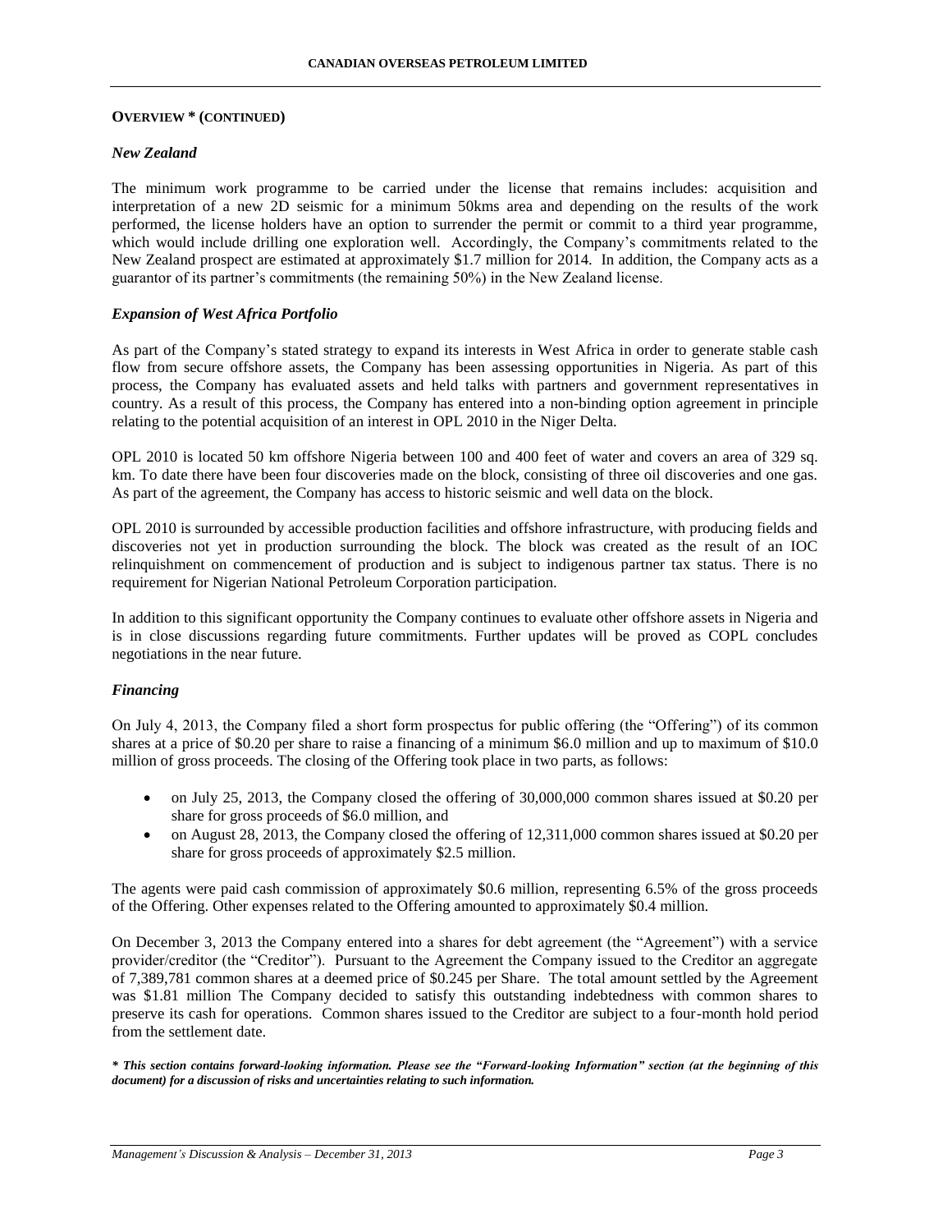**OVERVIEW * (CONTINUED)**

### *New Zealand*

The minimum work programme to be carried under the license that remains includes: acquisition and interpretation of a new 2D seismic for a minimum 50kms area and depending on the results of the work performed, the license holders have an option to surrender the permit or commit to a third year programme, which would include drilling one exploration well. Accordingly, the Company's commitments related to the New Zealand prospect are estimated at approximately $1.7 million for 2014. In addition, the Company acts as a guarantor of its partner's commitments (the remaining 50%) in the New Zealand license.

### *Expansion of West Africa Portfolio*

As part of the Company's stated strategy to expand its interests in West Africa in order to generate stable cash flow from secure offshore assets, the Company has been assessing opportunities in Nigeria. As part of this process, the Company has evaluated assets and held talks with partners and government representatives in country. As a result of this process, the Company has entered into a non-binding option agreement in principle relating to the potential acquisition of an interest in OPL 2010 in the Niger Delta.

OPL 2010 is located 50 km offshore Nigeria between 100 and 400 feet of water and covers an area of 329 sq. km. To date there have been four discoveries made on the block, consisting of three oil discoveries and one gas. As part of the agreement, the Company has access to historic seismic and well data on the block.

OPL 2010 is surrounded by accessible production facilities and offshore infrastructure, with producing fields and discoveries not yet in production surrounding the block. The block was created as the result of an IOC relinquishment on commencement of production and is subject to indigenous partner tax status. There is no requirement for Nigerian National Petroleum Corporation participation.

In addition to this significant opportunity the Company continues to evaluate other offshore assets in Nigeria and is in close discussions regarding future commitments. Further updates will be proved as COPL concludes negotiations in the near future.

### *Financing*

On July 4, 2013, the Company filed a short form prospectus for public offering (the "Offering") of its common shares at a price of $0.20 per share to raise a financing of a minimum $6.0 million and up to maximum of $10.0 million of gross proceeds. The closing of the Offering took place in two parts, as follows:

- on July 25, 2013, the Company closed the offering of 30,000,000 common shares issued at $0.20 per share for gross proceeds of $6.0 million, and
- on August 28, 2013, the Company closed the offering of 12,311,000 common shares issued at $0.20 per share for gross proceeds of approximately $2.5 million.

The agents were paid cash commission of approximately $0.6 million, representing 6.5% of the gross proceeds of the Offering. Other expenses related to the Offering amounted to approximately $0.4 million.

On December 3, 2013 the Company entered into a shares for debt agreement (the "Agreement") with a service provider/creditor (the "Creditor"). Pursuant to the Agreement the Company issued to the Creditor an aggregate of 7,389,781 common shares at a deemed price of $0.245 per Share. The total amount settled by the Agreement was $1.81 million The Company decided to satisfy this outstanding indebtedness with common shares to preserve its cash for operations. Common shares issued to the Creditor are subject to a four-month hold period from the settlement date.

***\* This section contains forward-looking information. Please see the "Forward-looking Information" section (at the beginning of this document) for a discussion of risks and uncertainties relating to such information.***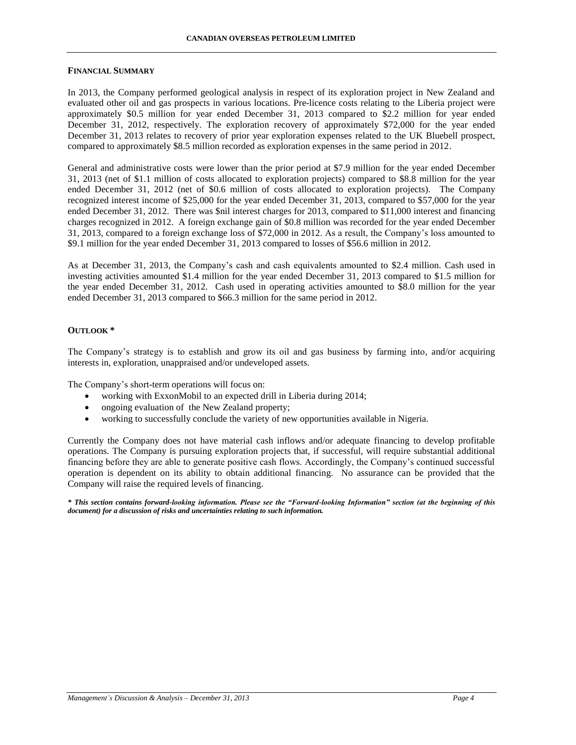## FINANCIAL SUMMARY

In 2013, the Company performed geological analysis in respect of its exploration project in New Zealand and evaluated other oil and gas prospects in various locations. Pre-licence costs relating to the Liberia project were approximately $0.5 million for year ended December 31, 2013 compared to $2.2 million for year ended December 31, 2012, respectively. The exploration recovery of approximately $72,000 for the year ended December 31, 2013 relates to recovery of prior year exploration expenses related to the UK Bluebell prospect, compared to approximately $8.5 million recorded as exploration expenses in the same period in 2012.

General and administrative costs were lower than the prior period at $7.9 million for the year ended December 31, 2013 (net of $1.1 million of costs allocated to exploration projects) compared to $8.8 million for the year ended December 31, 2012 (net of $0.6 million of costs allocated to exploration projects). The Company recognized interest income of $25,000 for the year ended December 31, 2013, compared to $57,000 for the year ended December 31, 2012. There was $nil interest charges for 2013, compared to $11,000 interest and financing charges recognized in 2012. A foreign exchange gain of $0.8 million was recorded for the year ended December 31, 2013, compared to a foreign exchange loss of $72,000 in 2012. As a result, the Company's loss amounted to $9.1 million for the year ended December 31, 2013 compared to losses of $56.6 million in 2012.

As at December 31, 2013, the Company's cash and cash equivalents amounted to $2.4 million. Cash used in investing activities amounted $1.4 million for the year ended December 31, 2013 compared to $1.5 million for the year ended December 31, 2012. Cash used in operating activities amounted to $8.0 million for the year ended December 31, 2013 compared to $66.3 million for the same period in 2012.

## OUTLOOK *

The Company's strategy is to establish and grow its oil and gas business by farming into, and/or acquiring interests in, exploration, unappraised and/or undeveloped assets.

The Company's short-term operations will focus on:

- working with ExxonMobil to an expected drill in Liberia during 2014;
- ongoing evaluation of the New Zealand property;
- working to successfully conclude the variety of new opportunities available in Nigeria.

Currently the Company does not have material cash inflows and/or adequate financing to develop profitable operations. The Company is pursuing exploration projects that, if successful, will require substantial additional financing before they are able to generate positive cash flows. Accordingly, the Company's continued successful operation is dependent on its ability to obtain additional financing. No assurance can be provided that the Company will raise the required levels of financing.

***\* This section contains forward-looking information. Please see the "Forward-looking Information" section (at the beginning of this document) for a discussion of risks and uncertainties relating to such information.***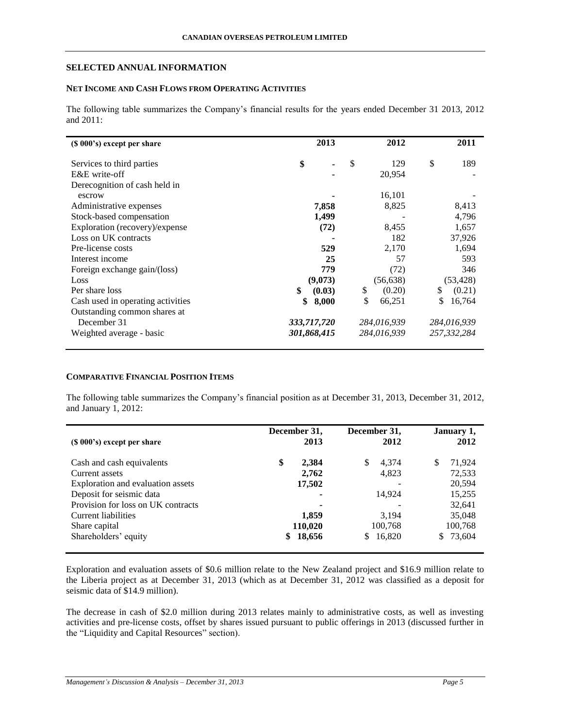## SELECTED ANNUAL INFORMATION

### NET INCOME AND CASH FLOWS FROM OPERATING ACTIVITIES

The following table summarizes the Company's financial results for the years ended December 31 2013, 2012 and 2011:

| ($ 000's) except per share | 2013 | 2012 | 2011 |
|---|---|---|---|
| Services to third parties | **$ -** | $ 129 | $ 189 |
| E&E write-off | **-** | 20,954 | - |
| Derecognition of cash held in escrow | **-** | 16,101 | - |
| Administrative expenses | **7,858** | 8,825 | 8,413 |
| Stock-based compensation | **1,499** | - | 4,796 |
| Exploration (recovery)/expense | **(72)** | 8,455 | 1,657 |
| Loss on UK contracts | **-** | 182 | 37,926 |
| Pre-license costs | **529** | 2,170 | 1,694 |
| Interest income | **25** | 57 | 593 |
| Foreign exchange gain/(loss) | **779** | (72) | 346 |
| Loss | **(9,073)** | (56,638) | (53,428) |
| Per share loss | **$ (0.03)** | $ (0.20) | $ (0.21) |
| Cash used in operating activities | **$ 8,000** | $ 66,251 | $ 16,764 |
| Outstanding common shares at December 31 | ***333,717,720*** | *284,016,939* | *284,016,939* |
| Weighted average - basic | ***301,868,415*** | *284,016,939* | *257,332,284* |

### COMPARATIVE FINANCIAL POSITION ITEMS

The following table summarizes the Company's financial position as at December 31, 2013, December 31, 2012, and January 1, 2012:

| ($ 000's) except per share | December 31, 2013 | December 31, 2012 | January 1, 2012 |
|---|---|---|---|
| Cash and cash equivalents | **$ 2,384** | $ 4,374 | $ 71,924 |
| Current assets | **2,762** | 4,823 | 72,533 |
| Exploration and evaluation assets | **17,502** | - | 20,594 |
| Deposit for seismic data | **-** | 14,924 | 15,255 |
| Provision for loss on UK contracts | **-** | - | 32,641 |
| Current liabilities | **1,859** | 3,194 | 35,048 |
| Share capital | **110,020** | 100,768 | 100,768 |
| Shareholders' equity | **$ 18,656** | $ 16,820 | $ 73,604 |

Exploration and evaluation assets of $0.6 million relate to the New Zealand project and $16.9 million relate to the Liberia project as at December 31, 2013 (which as at December 31, 2012 was classified as a deposit for seismic data of $14.9 million).

The decrease in cash of $2.0 million during 2013 relates mainly to administrative costs, as well as investing activities and pre-license costs, offset by shares issued pursuant to public offerings in 2013 (discussed further in the "Liquidity and Capital Resources" section).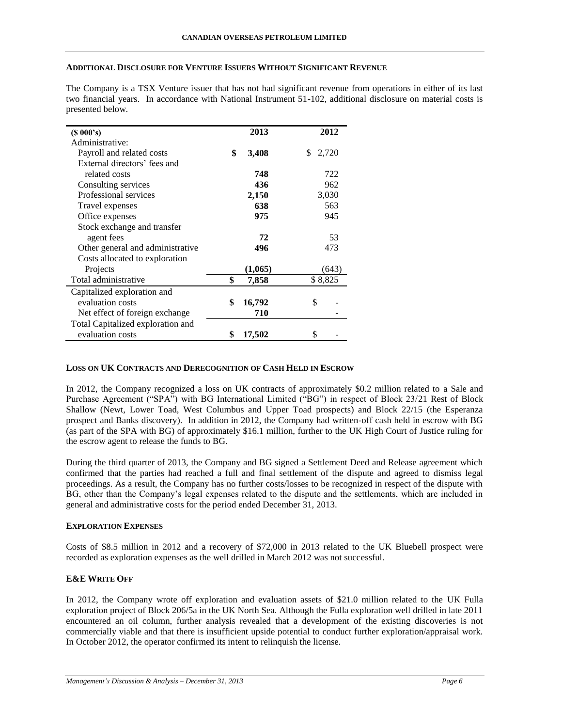### ADDITIONAL DISCLOSURE FOR VENTURE ISSUERS WITHOUT SIGNIFICANT REVENUE

The Company is a TSX Venture issuer that has not had significant revenue from operations in either of its last two financial years. In accordance with National Instrument 51-102, additional disclosure on material costs is presented below.

| ($ 000's) | 2013 | 2012 |
|---|---|---|
| Administrative: | | |
| Payroll and related costs | **$ 3,408** | $ 2,720 |
| External directors' fees and related costs | **748** | 722 |
| Consulting services | **436** | 962 |
| Professional services | **2,150** | 3,030 |
| Travel expenses | **638** | 563 |
| Office expenses | **975** | 945 |
| Stock exchange and transfer agent fees | **72** | 53 |
| Other general and administrative | **496** | 473 |
| Costs allocated to exploration Projects | **(1,065)** | (643) |
| Total administrative | **$ 7,858** | $ 8,825 |
| Capitalized exploration and evaluation costs | **$ 16,792** | $ - |
| Net effect of foreign exchange | **710** | - |
| Total Capitalized exploration and evaluation costs | **$ 17,502** | $ - |

### LOSS ON UK CONTRACTS AND DERECOGNITION OF CASH HELD IN ESCROW

In 2012, the Company recognized a loss on UK contracts of approximately $0.2 million related to a Sale and Purchase Agreement ("SPA") with BG International Limited ("BG") in respect of Block 23/21 Rest of Block Shallow (Newt, Lower Toad, West Columbus and Upper Toad prospects) and Block 22/15 (the Esperanza prospect and Banks discovery). In addition in 2012, the Company had written-off cash held in escrow with BG (as part of the SPA with BG) of approximately $16.1 million, further to the UK High Court of Justice ruling for the escrow agent to release the funds to BG.

During the third quarter of 2013, the Company and BG signed a Settlement Deed and Release agreement which confirmed that the parties had reached a full and final settlement of the dispute and agreed to dismiss legal proceedings. As a result, the Company has no further costs/losses to be recognized in respect of the dispute with BG, other than the Company's legal expenses related to the dispute and the settlements, which are included in general and administrative costs for the period ended December 31, 2013.

### EXPLORATION EXPENSES

Costs of $8.5 million in 2012 and a recovery of $72,000 in 2013 related to the UK Bluebell prospect were recorded as exploration expenses as the well drilled in March 2012 was not successful.

### E&E WRITE OFF

In 2012, the Company wrote off exploration and evaluation assets of $21.0 million related to the UK Fulla exploration project of Block 206/5a in the UK North Sea. Although the Fulla exploration well drilled in late 2011 encountered an oil column, further analysis revealed that a development of the existing discoveries is not commercially viable and that there is insufficient upside potential to conduct further exploration/appraisal work. In October 2012, the operator confirmed its intent to relinquish the license.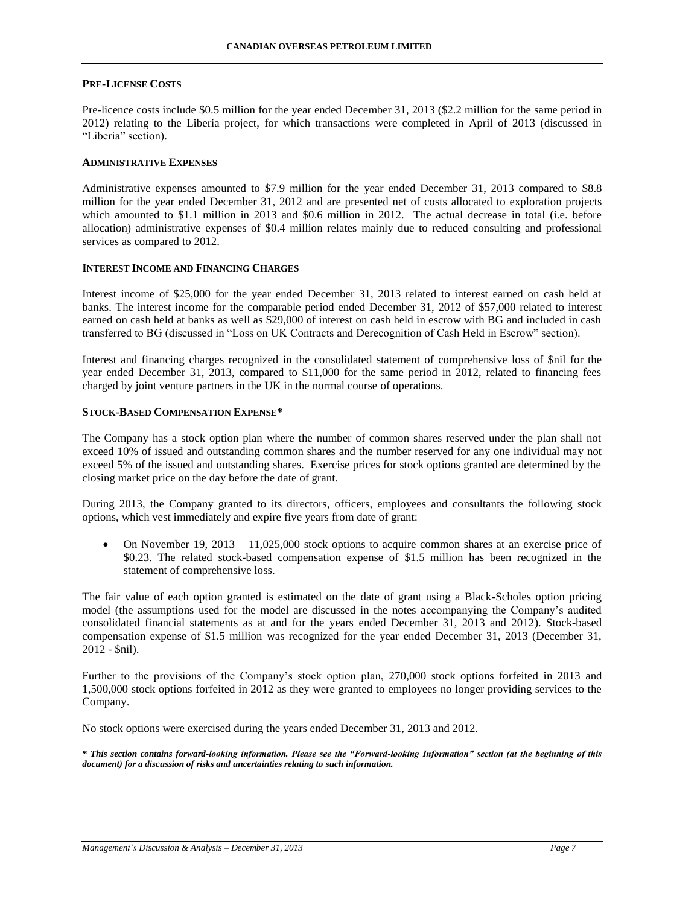## PRE-LICENSE COSTS

Pre-licence costs include \$0.5 million for the year ended December 31, 2013 (\$2.2 million for the same period in 2012) relating to the Liberia project, for which transactions were completed in April of 2013 (discussed in "Liberia" section).

## ADMINISTRATIVE EXPENSES

Administrative expenses amounted to \$7.9 million for the year ended December 31, 2013 compared to \$8.8 million for the year ended December 31, 2012 and are presented net of costs allocated to exploration projects which amounted to \$1.1 million in 2013 and \$0.6 million in 2012. The actual decrease in total (i.e. before allocation) administrative expenses of \$0.4 million relates mainly due to reduced consulting and professional services as compared to 2012.

## INTEREST INCOME AND FINANCING CHARGES

Interest income of \$25,000 for the year ended December 31, 2013 related to interest earned on cash held at banks. The interest income for the comparable period ended December 31, 2012 of \$57,000 related to interest earned on cash held at banks as well as \$29,000 of interest on cash held in escrow with BG and included in cash transferred to BG (discussed in "Loss on UK Contracts and Derecognition of Cash Held in Escrow" section).

Interest and financing charges recognized in the consolidated statement of comprehensive loss of \$nil for the year ended December 31, 2013, compared to \$11,000 for the same period in 2012, related to financing fees charged by joint venture partners in the UK in the normal course of operations.

## STOCK-BASED COMPENSATION EXPENSE*

The Company has a stock option plan where the number of common shares reserved under the plan shall not exceed 10% of issued and outstanding common shares and the number reserved for any one individual may not exceed 5% of the issued and outstanding shares. Exercise prices for stock options granted are determined by the closing market price on the day before the date of grant.

During 2013, the Company granted to its directors, officers, employees and consultants the following stock options, which vest immediately and expire five years from date of grant:

- On November 19, 2013 – 11,025,000 stock options to acquire common shares at an exercise price of \$0.23. The related stock-based compensation expense of \$1.5 million has been recognized in the statement of comprehensive loss.

The fair value of each option granted is estimated on the date of grant using a Black-Scholes option pricing model (the assumptions used for the model are discussed in the notes accompanying the Company's audited consolidated financial statements as at and for the years ended December 31, 2013 and 2012). Stock-based compensation expense of \$1.5 million was recognized for the year ended December 31, 2013 (December 31, 2012 - \$nil).

Further to the provisions of the Company's stock option plan, 270,000 stock options forfeited in 2013 and 1,500,000 stock options forfeited in 2012 as they were granted to employees no longer providing services to the Company.

No stock options were exercised during the years ended December 31, 2013 and 2012.

***\* This section contains forward-looking information. Please see the "Forward-looking Information" section (at the beginning of this document) for a discussion of risks and uncertainties relating to such information.***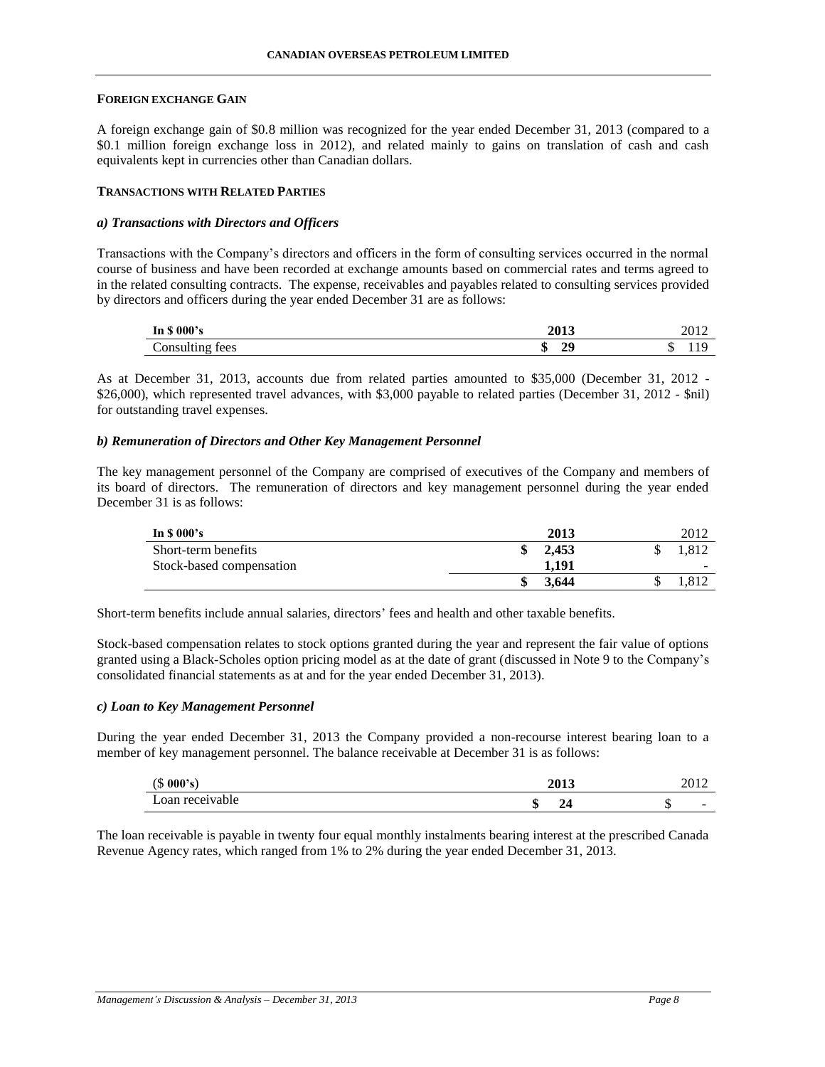## FOREIGN EXCHANGE GAIN

A foreign exchange gain of $0.8 million was recognized for the year ended December 31, 2013 (compared to a $0.1 million foreign exchange loss in 2012), and related mainly to gains on translation of cash and cash equivalents kept in currencies other than Canadian dollars.

## TRANSACTIONS WITH RELATED PARTIES

### *a) Transactions with Directors and Officers*

Transactions with the Company's directors and officers in the form of consulting services occurred in the normal course of business and have been recorded at exchange amounts based on commercial rates and terms agreed to in the related consulting contracts. The expense, receivables and payables related to consulting services provided by directors and officers during the year ended December 31 are as follows:

| In $ 000's | 2013 | 2012 |
|---|---|---|
| Consulting fees | $ 29 | $ 119 |

As at December 31, 2013, accounts due from related parties amounted to $35,000 (December 31, 2012 - $26,000), which represented travel advances, with $3,000 payable to related parties (December 31, 2012 - $nil) for outstanding travel expenses.

### *b) Remuneration of Directors and Other Key Management Personnel*

The key management personnel of the Company are comprised of executives of the Company and members of its board of directors. The remuneration of directors and key management personnel during the year ended December 31 is as follows:

| In $ 000's | 2013 | 2012 |
|---|---|---|
| Short-term benefits | $ 2,453 | $ 1,812 |
| Stock-based compensation | 1,191 | - |
| | $ 3,644 | $ 1,812 |

Short-term benefits include annual salaries, directors' fees and health and other taxable benefits.

Stock-based compensation relates to stock options granted during the year and represent the fair value of options granted using a Black-Scholes option pricing model as at the date of grant (discussed in Note 9 to the Company's consolidated financial statements as at and for the year ended December 31, 2013).

### *c) Loan to Key Management Personnel*

During the year ended December 31, 2013 the Company provided a non-recourse interest bearing loan to a member of key management personnel. The balance receivable at December 31 is as follows:

| ($ 000's) | 2013 | 2012 |
|---|---|---|
| Loan receivable | $ 24 | $ - |

The loan receivable is payable in twenty four equal monthly instalments bearing interest at the prescribed Canada Revenue Agency rates, which ranged from 1% to 2% during the year ended December 31, 2013.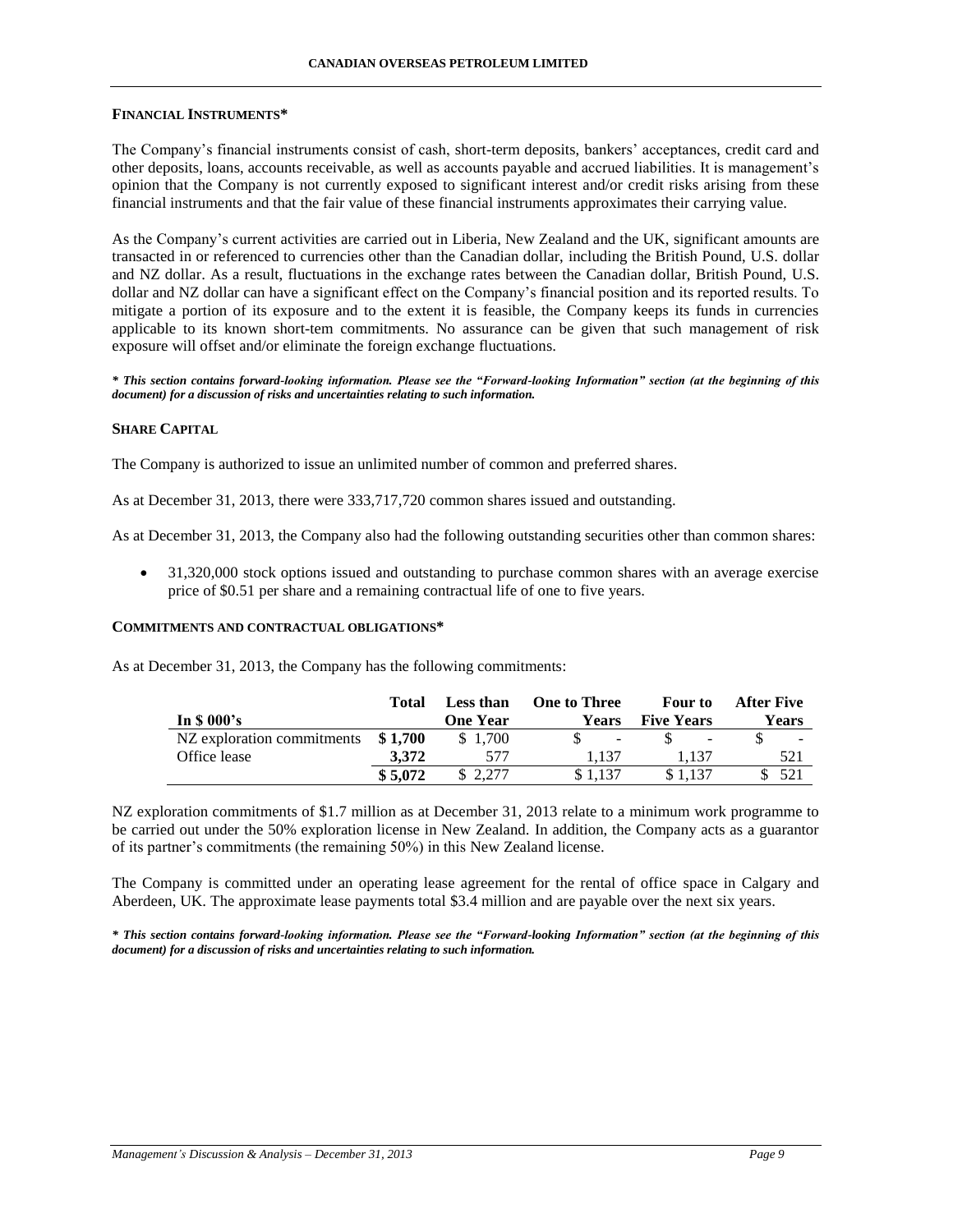## FINANCIAL INSTRUMENTS*

The Company's financial instruments consist of cash, short-term deposits, bankers' acceptances, credit card and other deposits, loans, accounts receivable, as well as accounts payable and accrued liabilities. It is management's opinion that the Company is not currently exposed to significant interest and/or credit risks arising from these financial instruments and that the fair value of these financial instruments approximates their carrying value.

As the Company's current activities are carried out in Liberia, New Zealand and the UK, significant amounts are transacted in or referenced to currencies other than the Canadian dollar, including the British Pound, U.S. dollar and NZ dollar. As a result, fluctuations in the exchange rates between the Canadian dollar, British Pound, U.S. dollar and NZ dollar can have a significant effect on the Company's financial position and its reported results. To mitigate a portion of its exposure and to the extent it is feasible, the Company keeps its funds in currencies applicable to its known short-tem commitments. No assurance can be given that such management of risk exposure will offset and/or eliminate the foreign exchange fluctuations.

***\* This section contains forward-looking information. Please see the "Forward-looking Information" section (at the beginning of this document) for a discussion of risks and uncertainties relating to such information.***

## SHARE CAPITAL

The Company is authorized to issue an unlimited number of common and preferred shares.

As at December 31, 2013, there were 333,717,720 common shares issued and outstanding.

As at December 31, 2013, the Company also had the following outstanding securities other than common shares:

- 31,320,000 stock options issued and outstanding to purchase common shares with an average exercise price of $0.51 per share and a remaining contractual life of one to five years.

## COMMITMENTS AND CONTRACTUAL OBLIGATIONS*

As at December 31, 2013, the Company has the following commitments:

| In $ 000's | Total | Less than One Year | One to Three Years | Four to Five Years | After Five Years |
|---|---|---|---|---|---|
| NZ exploration commitments | **$ 1,700** | $ 1,700 | $ - | $ - | $ - |
| Office lease | **3,372** | 577 | 1,137 | 1,137 | 521 |
| | **$ 5,072** | $ 2,277 | $ 1,137 | $ 1,137 | $ 521 |

NZ exploration commitments of $1.7 million as at December 31, 2013 relate to a minimum work programme to be carried out under the 50% exploration license in New Zealand. In addition, the Company acts as a guarantor of its partner's commitments (the remaining 50%) in this New Zealand license.

The Company is committed under an operating lease agreement for the rental of office space in Calgary and Aberdeen, UK. The approximate lease payments total $3.4 million and are payable over the next six years.

***\* This section contains forward-looking information. Please see the "Forward-looking Information" section (at the beginning of this document) for a discussion of risks and uncertainties relating to such information.***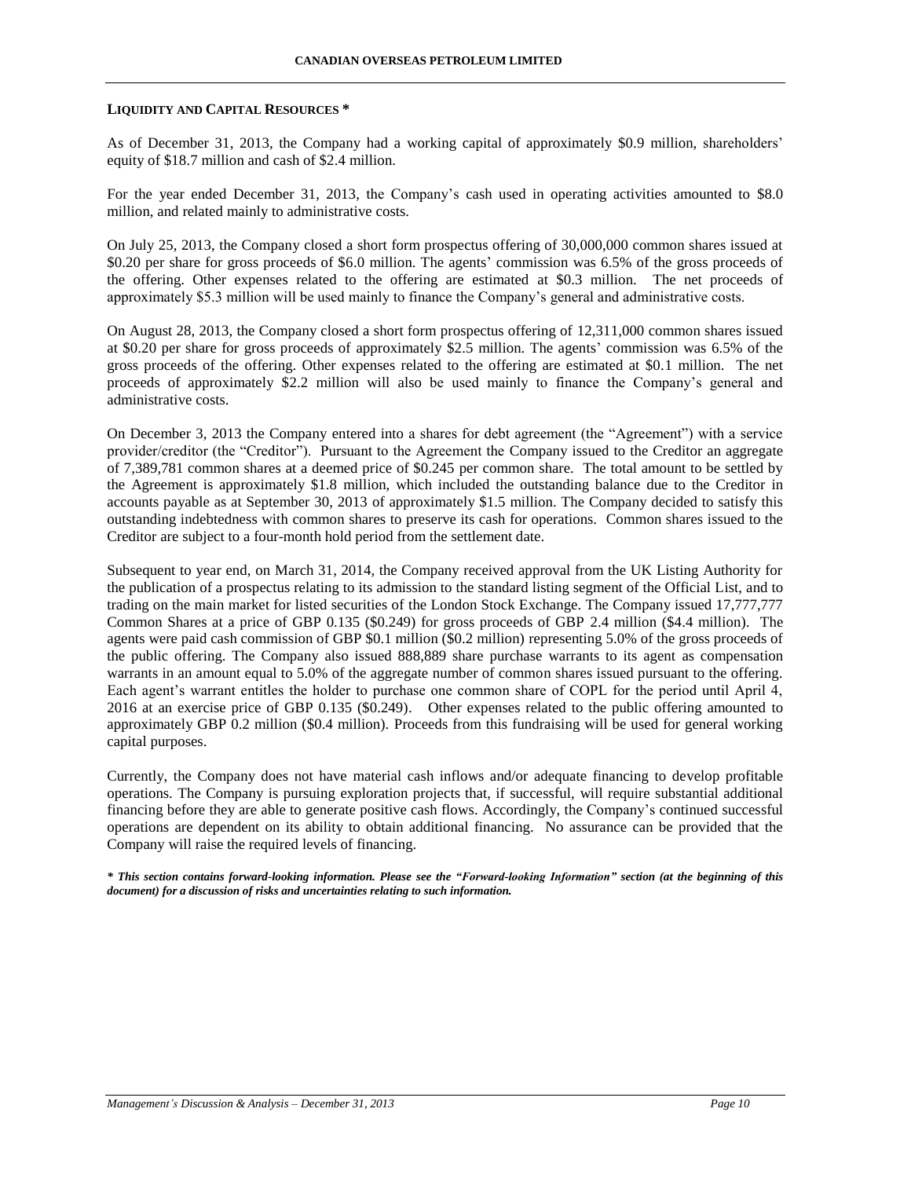## LIQUIDITY AND CAPITAL RESOURCES *

As of December 31, 2013, the Company had a working capital of approximately $0.9 million, shareholders' equity of $18.7 million and cash of $2.4 million.

For the year ended December 31, 2013, the Company's cash used in operating activities amounted to $8.0 million, and related mainly to administrative costs.

On July 25, 2013, the Company closed a short form prospectus offering of 30,000,000 common shares issued at $0.20 per share for gross proceeds of $6.0 million. The agents' commission was 6.5% of the gross proceeds of the offering. Other expenses related to the offering are estimated at $0.3 million. The net proceeds of approximately $5.3 million will be used mainly to finance the Company's general and administrative costs.

On August 28, 2013, the Company closed a short form prospectus offering of 12,311,000 common shares issued at $0.20 per share for gross proceeds of approximately $2.5 million. The agents' commission was 6.5% of the gross proceeds of the offering. Other expenses related to the offering are estimated at $0.1 million. The net proceeds of approximately $2.2 million will also be used mainly to finance the Company's general and administrative costs.

On December 3, 2013 the Company entered into a shares for debt agreement (the "Agreement") with a service provider/creditor (the "Creditor"). Pursuant to the Agreement the Company issued to the Creditor an aggregate of 7,389,781 common shares at a deemed price of $0.245 per common share. The total amount to be settled by the Agreement is approximately $1.8 million, which included the outstanding balance due to the Creditor in accounts payable as at September 30, 2013 of approximately $1.5 million. The Company decided to satisfy this outstanding indebtedness with common shares to preserve its cash for operations. Common shares issued to the Creditor are subject to a four-month hold period from the settlement date.

Subsequent to year end, on March 31, 2014, the Company received approval from the UK Listing Authority for the publication of a prospectus relating to its admission to the standard listing segment of the Official List, and to trading on the main market for listed securities of the London Stock Exchange. The Company issued 17,777,777 Common Shares at a price of GBP 0.135 ($0.249) for gross proceeds of GBP 2.4 million ($4.4 million). The agents were paid cash commission of GBP $0.1 million ($0.2 million) representing 5.0% of the gross proceeds of the public offering. The Company also issued 888,889 share purchase warrants to its agent as compensation warrants in an amount equal to 5.0% of the aggregate number of common shares issued pursuant to the offering. Each agent's warrant entitles the holder to purchase one common share of COPL for the period until April 4, 2016 at an exercise price of GBP 0.135 ($0.249). Other expenses related to the public offering amounted to approximately GBP 0.2 million ($0.4 million). Proceeds from this fundraising will be used for general working capital purposes.

Currently, the Company does not have material cash inflows and/or adequate financing to develop profitable operations. The Company is pursuing exploration projects that, if successful, will require substantial additional financing before they are able to generate positive cash flows. Accordingly, the Company's continued successful operations are dependent on its ability to obtain additional financing. No assurance can be provided that the Company will raise the required levels of financing.

***\* This section contains forward-looking information. Please see the "Forward-looking Information" section (at the beginning of this document) for a discussion of risks and uncertainties relating to such information.***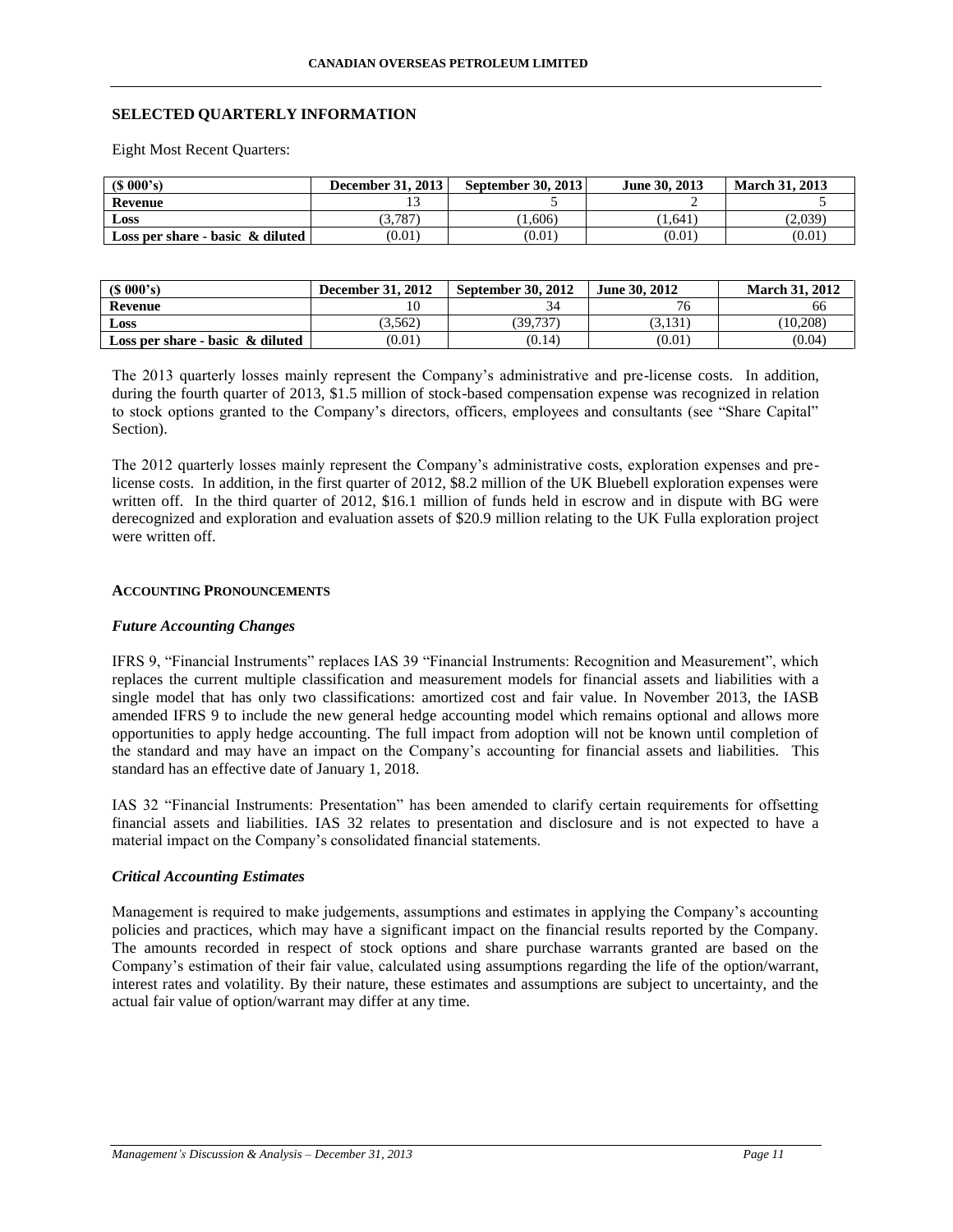## SELECTED QUARTERLY INFORMATION

Eight Most Recent Quarters:

| ($ 000's) | December 31, 2013 | September 30, 2013 | June 30, 2013 | March 31, 2013 |
|---|---|---|---|---|
| **Revenue** | 13 | 5 | 2 | 5 |
| **Loss** | (3,787) | (1,606) | (1,641) | (2,039) |
| **Loss per share - basic & diluted** | (0.01) | (0.01) | (0.01) | (0.01) |

| ($ 000's) | December 31, 2012 | September 30, 2012 | June 30, 2012 | March 31, 2012 |
|---|---|---|---|---|
| **Revenue** | 10 | 34 | 76 | 66 |
| **Loss** | (3,562) | (39,737) | (3,131) | (10,208) |
| **Loss per share - basic & diluted** | (0.01) | (0.14) | (0.01) | (0.04) |

The 2013 quarterly losses mainly represent the Company's administrative and pre-license costs. In addition, during the fourth quarter of 2013, $1.5 million of stock-based compensation expense was recognized in relation to stock options granted to the Company's directors, officers, employees and consultants (see "Share Capital" Section).

The 2012 quarterly losses mainly represent the Company's administrative costs, exploration expenses and pre-license costs. In addition, in the first quarter of 2012, $8.2 million of the UK Bluebell exploration expenses were written off. In the third quarter of 2012, $16.1 million of funds held in escrow and in dispute with BG were derecognized and exploration and evaluation assets of $20.9 million relating to the UK Fulla exploration project were written off.

## ACCOUNTING PRONOUNCEMENTS

### *Future Accounting Changes*

IFRS 9, "Financial Instruments" replaces IAS 39 "Financial Instruments: Recognition and Measurement", which replaces the current multiple classification and measurement models for financial assets and liabilities with a single model that has only two classifications: amortized cost and fair value. In November 2013, the IASB amended IFRS 9 to include the new general hedge accounting model which remains optional and allows more opportunities to apply hedge accounting. The full impact from adoption will not be known until completion of the standard and may have an impact on the Company's accounting for financial assets and liabilities. This standard has an effective date of January 1, 2018.

IAS 32 "Financial Instruments: Presentation" has been amended to clarify certain requirements for offsetting financial assets and liabilities. IAS 32 relates to presentation and disclosure and is not expected to have a material impact on the Company's consolidated financial statements.

### *Critical Accounting Estimates*

Management is required to make judgements, assumptions and estimates in applying the Company's accounting policies and practices, which may have a significant impact on the financial results reported by the Company. The amounts recorded in respect of stock options and share purchase warrants granted are based on the Company's estimation of their fair value, calculated using assumptions regarding the life of the option/warrant, interest rates and volatility. By their nature, these estimates and assumptions are subject to uncertainty, and the actual fair value of option/warrant may differ at any time.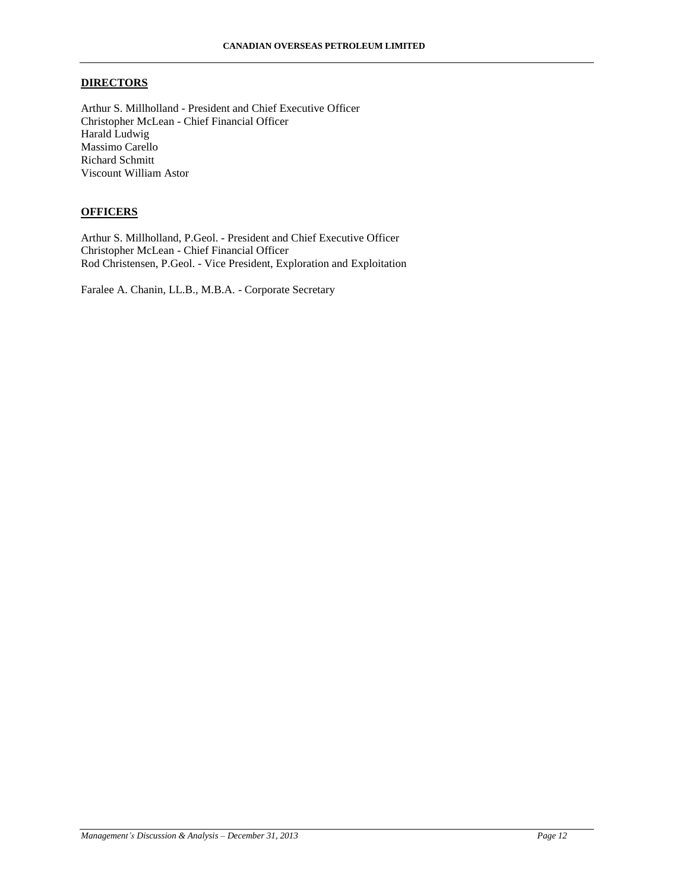## DIRECTORS

Arthur S. Millholland - President and Chief Executive Officer
Christopher McLean - Chief Financial Officer
Harald Ludwig
Massimo Carello
Richard Schmitt
Viscount William Astor

## OFFICERS

Arthur S. Millholland, P.Geol. - President and Chief Executive Officer
Christopher McLean - Chief Financial Officer
Rod Christensen, P.Geol. - Vice President, Exploration and Exploitation

Faralee A. Chanin, LL.B., M.B.A. - Corporate Secretary